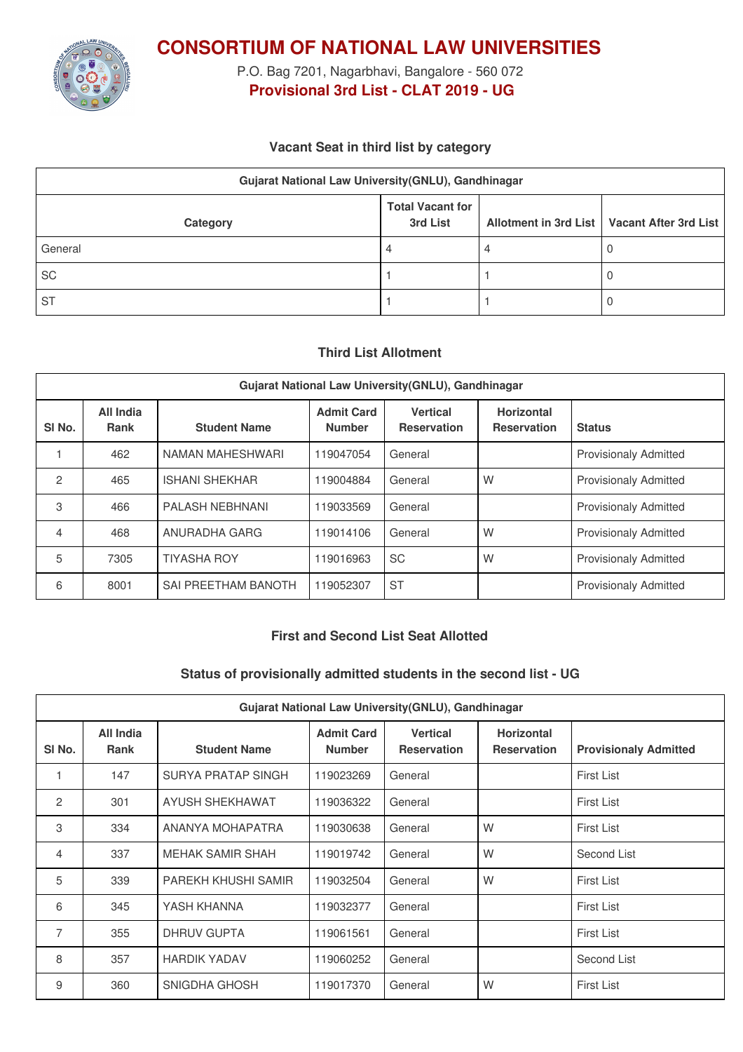# CONSORTIUM OF NATIONAL LAW UNIVERSITIES

P.O. Bag 7201, Nagarbhavi, Bangalore - 560 072

**Provisional 3rd List - CLAT 2019 - UG**

### Vacant Seat in third list by category

| Gujarat National Law University(GNLU), Gandhinagar | | | |
|---|---|---|---|
| **Category** | **Total Vacant for 3rd List** | **Allotment in 3rd List** | **Vacant After 3rd List** |
| General | 4 | 4 | 0 |
| SC | 1 | 1 | 0 |
| ST | 1 | 1 | 0 |

### Third List Allotment

| Gujarat National Law University(GNLU), Gandhinagar | | | | | | |
|---|---|---|---|---|---|---|
| **Sl No.** | **All India Rank** | **Student Name** | **Admit Card Number** | **Vertical Reservation** | **Horizontal Reservation** | **Status** |
| 1 | 462 | NAMAN MAHESHWARI | 119047054 | General | | Provisionaly Admitted |
| 2 | 465 | ISHANI SHEKHAR | 119004884 | General | W | Provisionaly Admitted |
| 3 | 466 | PALASH NEBHNANI | 119033569 | General | | Provisionaly Admitted |
| 4 | 468 | ANURADHA GARG | 119014106 | General | W | Provisionaly Admitted |
| 5 | 7305 | TIYASHA ROY | 119016963 | SC | W | Provisionaly Admitted |
| 6 | 8001 | SAI PREETHAM BANOTH | 119052307 | ST | | Provisionaly Admitted |

### First and Second List Seat Allotted

### Status of provisionally admitted students in the second list - UG

| Gujarat National Law University(GNLU), Gandhinagar | | | | | | |
|---|---|---|---|---|---|---|
| **Sl No.** | **All India Rank** | **Student Name** | **Admit Card Number** | **Vertical Reservation** | **Horizontal Reservation** | **Provisionaly Admitted** |
| 1 | 147 | SURYA PRATAP SINGH | 119023269 | General | | First List |
| 2 | 301 | AYUSH SHEKHAWAT | 119036322 | General | | First List |
| 3 | 334 | ANANYA MOHAPATRA | 119030638 | General | W | First List |
| 4 | 337 | MEHAK SAMIR SHAH | 119019742 | General | W | Second List |
| 5 | 339 | PAREKH KHUSHI SAMIR | 119032504 | General | W | First List |
| 6 | 345 | YASH KHANNA | 119032377 | General | | First List |
| 7 | 355 | DHRUV GUPTA | 119061561 | General | | First List |
| 8 | 357 | HARDIK YADAV | 119060252 | General | | Second List |
| 9 | 360 | SNIGDHA GHOSH | 119017370 | General | W | First List |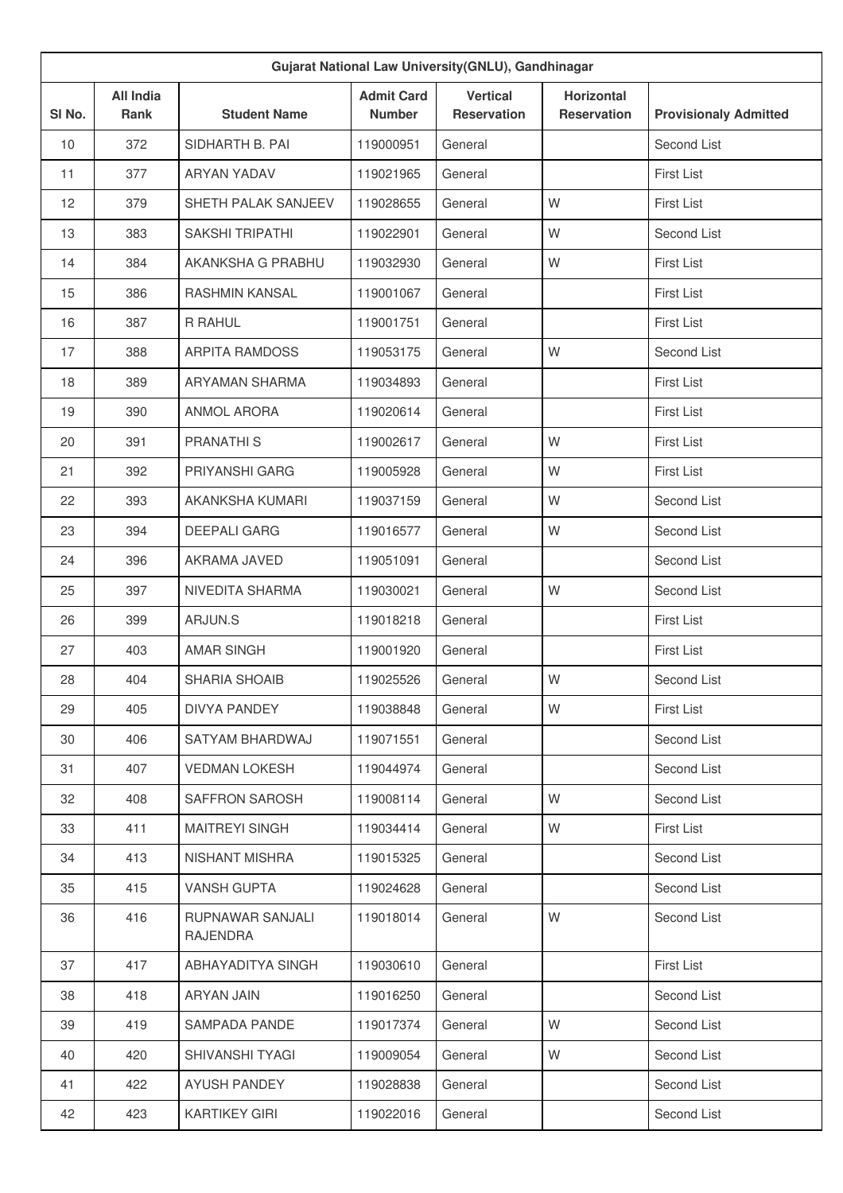| Gujarat National Law University(GNLU), Gandhinagar | | | | | | |
|---|---|---|---|---|---|---|
| Sl No. | All India Rank | Student Name | Admit Card Number | Vertical Reservation | Horizontal Reservation | Provisionaly Admitted |
| 10 | 372 | SIDHARTH B. PAI | 119000951 | General | | Second List |
| 11 | 377 | ARYAN YADAV | 119021965 | General | | First List |
| 12 | 379 | SHETH PALAK SANJEEV | 119028655 | General | W | First List |
| 13 | 383 | SAKSHI TRIPATHI | 119022901 | General | W | Second List |
| 14 | 384 | AKANKSHA G PRABHU | 119032930 | General | W | First List |
| 15 | 386 | RASHMIN KANSAL | 119001067 | General | | First List |
| 16 | 387 | R RAHUL | 119001751 | General | | First List |
| 17 | 388 | ARPITA RAMDOSS | 119053175 | General | W | Second List |
| 18 | 389 | ARYAMAN SHARMA | 119034893 | General | | First List |
| 19 | 390 | ANMOL ARORA | 119020614 | General | | First List |
| 20 | 391 | PRANATHI S | 119002617 | General | W | First List |
| 21 | 392 | PRIYANSHI GARG | 119005928 | General | W | First List |
| 22 | 393 | AKANKSHA KUMARI | 119037159 | General | W | Second List |
| 23 | 394 | DEEPALI GARG | 119016577 | General | W | Second List |
| 24 | 396 | AKRAMA JAVED | 119051091 | General | | Second List |
| 25 | 397 | NIVEDITA SHARMA | 119030021 | General | W | Second List |
| 26 | 399 | ARJUN.S | 119018218 | General | | First List |
| 27 | 403 | AMAR SINGH | 119001920 | General | | First List |
| 28 | 404 | SHARIA SHOAIB | 119025526 | General | W | Second List |
| 29 | 405 | DIVYA PANDEY | 119038848 | General | W | First List |
| 30 | 406 | SATYAM BHARDWAJ | 119071551 | General | | Second List |
| 31 | 407 | VEDMAN LOKESH | 119044974 | General | | Second List |
| 32 | 408 | SAFFRON SAROSH | 119008114 | General | W | Second List |
| 33 | 411 | MAITREYI SINGH | 119034414 | General | W | First List |
| 34 | 413 | NISHANT MISHRA | 119015325 | General | | Second List |
| 35 | 415 | VANSH GUPTA | 119024628 | General | | Second List |
| 36 | 416 | RUPNAWAR SANJALI RAJENDRA | 119018014 | General | W | Second List |
| 37 | 417 | ABHAYADITYA SINGH | 119030610 | General | | First List |
| 38 | 418 | ARYAN JAIN | 119016250 | General | | Second List |
| 39 | 419 | SAMPADA PANDE | 119017374 | General | W | Second List |
| 40 | 420 | SHIVANSHI TYAGI | 119009054 | General | W | Second List |
| 41 | 422 | AYUSH PANDEY | 119028838 | General | | Second List |
| 42 | 423 | KARTIKEY GIRI | 119022016 | General | | Second List |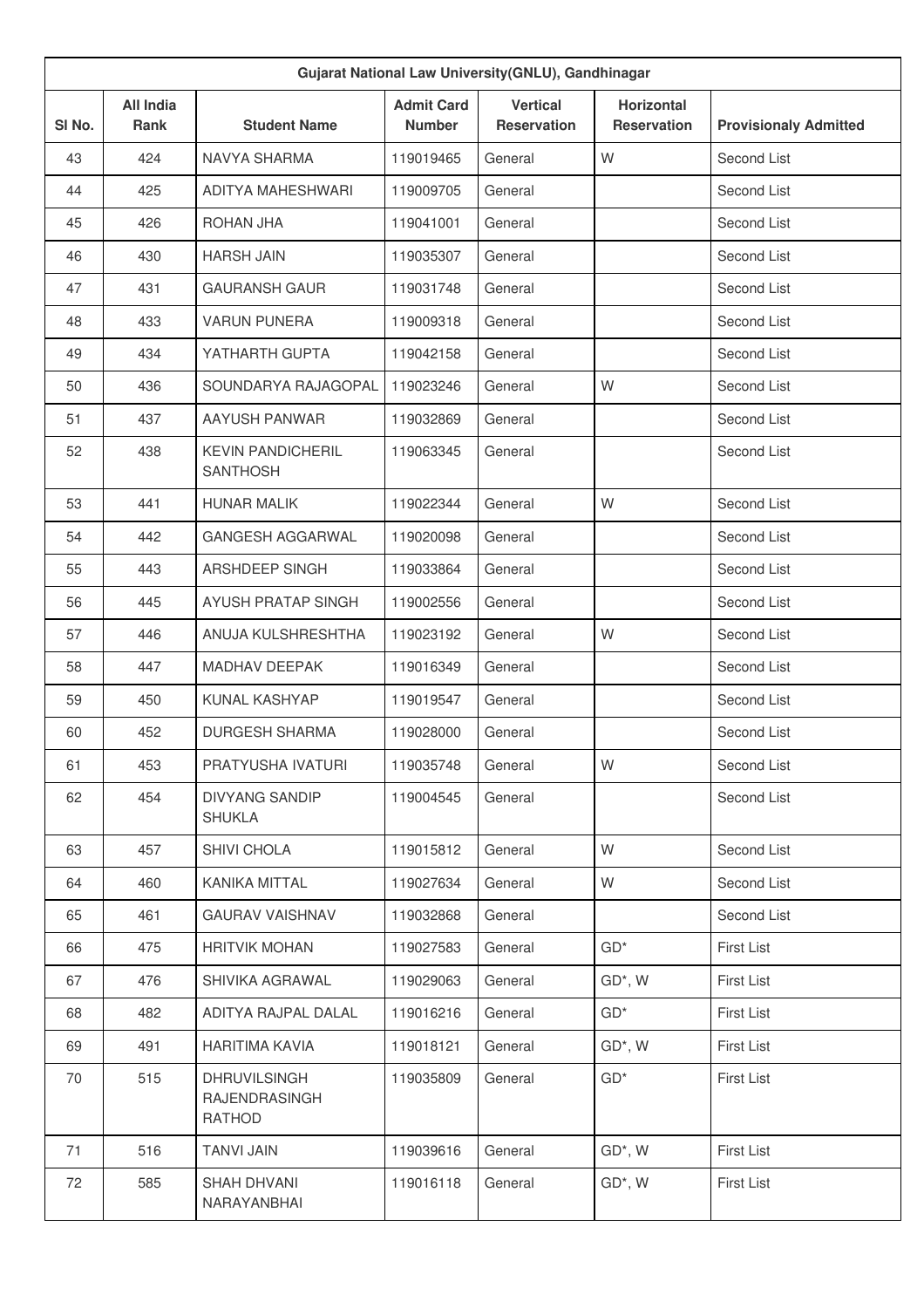| Gujarat National Law University(GNLU), Gandhinagar | | | | | | |
|---|---|---|---|---|---|---|
| Sl No. | All India Rank | Student Name | Admit Card Number | Vertical Reservation | Horizontal Reservation | Provisionaly Admitted |
| 43 | 424 | NAVYA SHARMA | 119019465 | General | W | Second List |
| 44 | 425 | ADITYA MAHESHWARI | 119009705 | General | | Second List |
| 45 | 426 | ROHAN JHA | 119041001 | General | | Second List |
| 46 | 430 | HARSH JAIN | 119035307 | General | | Second List |
| 47 | 431 | GAURANSH GAUR | 119031748 | General | | Second List |
| 48 | 433 | VARUN PUNERA | 119009318 | General | | Second List |
| 49 | 434 | YATHARTH GUPTA | 119042158 | General | | Second List |
| 50 | 436 | SOUNDARYA RAJAGOPAL | 119023246 | General | W | Second List |
| 51 | 437 | AAYUSH PANWAR | 119032869 | General | | Second List |
| 52 | 438 | KEVIN PANDICHERIL SANTHOSH | 119063345 | General | | Second List |
| 53 | 441 | HUNAR MALIK | 119022344 | General | W | Second List |
| 54 | 442 | GANGESH AGGARWAL | 119020098 | General | | Second List |
| 55 | 443 | ARSHDEEP SINGH | 119033864 | General | | Second List |
| 56 | 445 | AYUSH PRATAP SINGH | 119002556 | General | | Second List |
| 57 | 446 | ANUJA KULSHRESHTHA | 119023192 | General | W | Second List |
| 58 | 447 | MADHAV DEEPAK | 119016349 | General | | Second List |
| 59 | 450 | KUNAL KASHYAP | 119019547 | General | | Second List |
| 60 | 452 | DURGESH SHARMA | 119028000 | General | | Second List |
| 61 | 453 | PRATYUSHA IVATURI | 119035748 | General | W | Second List |
| 62 | 454 | DIVYANG SANDIP SHUKLA | 119004545 | General | | Second List |
| 63 | 457 | SHIVI CHOLA | 119015812 | General | W | Second List |
| 64 | 460 | KANIKA MITTAL | 119027634 | General | W | Second List |
| 65 | 461 | GAURAV VAISHNAV | 119032868 | General | | Second List |
| 66 | 475 | HRITVIK MOHAN | 119027583 | General | GD* | First List |
| 67 | 476 | SHIVIKA AGRAWAL | 119029063 | General | GD*, W | First List |
| 68 | 482 | ADITYA RAJPAL DALAL | 119016216 | General | GD* | First List |
| 69 | 491 | HARITIMA KAVIA | 119018121 | General | GD*, W | First List |
| 70 | 515 | DHRUVILSINGH RAJENDRASINGH RATHOD | 119035809 | General | GD* | First List |
| 71 | 516 | TANVI JAIN | 119039616 | General | GD*, W | First List |
| 72 | 585 | SHAH DHVANI NARAYANBHAI | 119016118 | General | GD*, W | First List |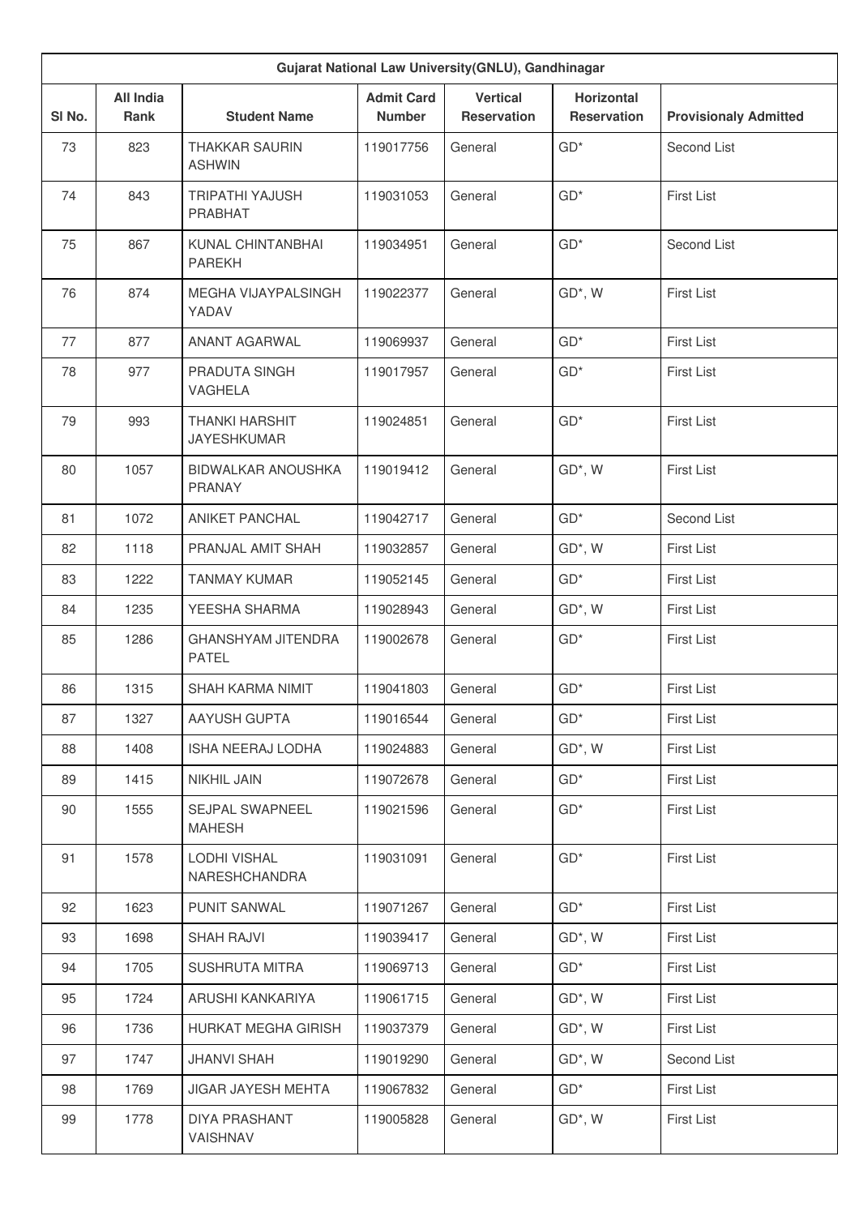| Gujarat National Law University(GNLU), Gandhinagar | | | | | | |
|---|---|---|---|---|---|---|
| Sl No. | All India Rank | Student Name | Admit Card Number | Vertical Reservation | Horizontal Reservation | Provisionaly Admitted |
| 73 | 823 | THAKKAR SAURIN ASHWIN | 119017756 | General | GD* | Second List |
| 74 | 843 | TRIPATHI YAJUSH PRABHAT | 119031053 | General | GD* | First List |
| 75 | 867 | KUNAL CHINTANBHAI PAREKH | 119034951 | General | GD* | Second List |
| 76 | 874 | MEGHA VIJAYPALSINGH YADAV | 119022377 | General | GD*, W | First List |
| 77 | 877 | ANANT AGARWAL | 119069937 | General | GD* | First List |
| 78 | 977 | PRADUTA SINGH VAGHELA | 119017957 | General | GD* | First List |
| 79 | 993 | THANKI HARSHIT JAYESHKUMAR | 119024851 | General | GD* | First List |
| 80 | 1057 | BIDWALKAR ANOUSHKA PRANAY | 119019412 | General | GD*, W | First List |
| 81 | 1072 | ANIKET PANCHAL | 119042717 | General | GD* | Second List |
| 82 | 1118 | PRANJAL AMIT SHAH | 119032857 | General | GD*, W | First List |
| 83 | 1222 | TANMAY KUMAR | 119052145 | General | GD* | First List |
| 84 | 1235 | YEESHA SHARMA | 119028943 | General | GD*, W | First List |
| 85 | 1286 | GHANSHYAM JITENDRA PATEL | 119002678 | General | GD* | First List |
| 86 | 1315 | SHAH KARMA NIMIT | 119041803 | General | GD* | First List |
| 87 | 1327 | AAYUSH GUPTA | 119016544 | General | GD* | First List |
| 88 | 1408 | ISHA NEERAJ LODHA | 119024883 | General | GD*, W | First List |
| 89 | 1415 | NIKHIL JAIN | 119072678 | General | GD* | First List |
| 90 | 1555 | SEJPAL SWAPNEEL MAHESH | 119021596 | General | GD* | First List |
| 91 | 1578 | LODHI VISHAL NARESHCHANDRA | 119031091 | General | GD* | First List |
| 92 | 1623 | PUNIT SANWAL | 119071267 | General | GD* | First List |
| 93 | 1698 | SHAH RAJVI | 119039417 | General | GD*, W | First List |
| 94 | 1705 | SUSHRUTA MITRA | 119069713 | General | GD* | First List |
| 95 | 1724 | ARUSHI KANKARIYA | 119061715 | General | GD*, W | First List |
| 96 | 1736 | HURKAT MEGHA GIRISH | 119037379 | General | GD*, W | First List |
| 97 | 1747 | JHANVI SHAH | 119019290 | General | GD*, W | Second List |
| 98 | 1769 | JIGAR JAYESH MEHTA | 119067832 | General | GD* | First List |
| 99 | 1778 | DIYA PRASHANT VAISHNAV | 119005828 | General | GD*, W | First List |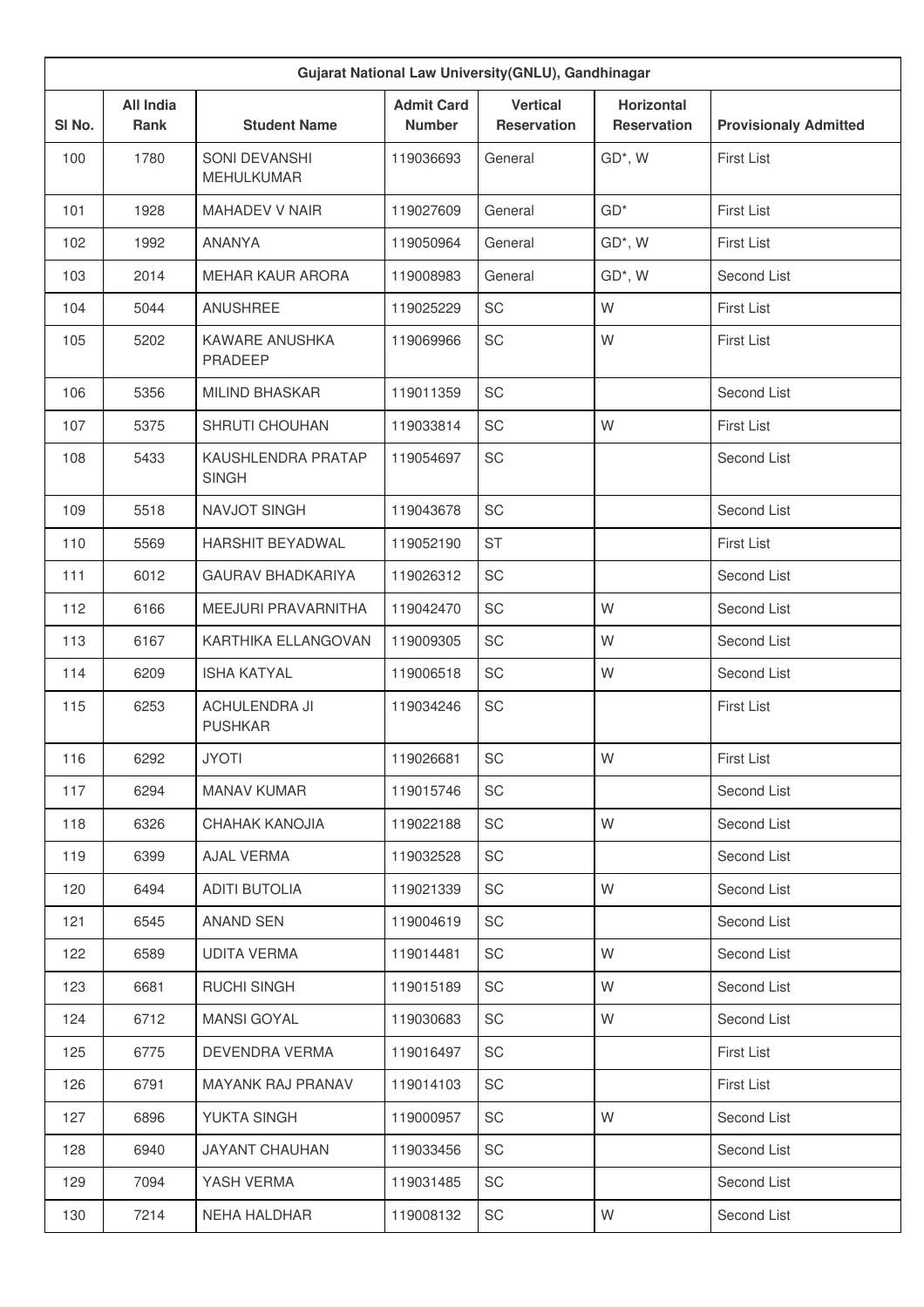| Gujarat National Law University(GNLU), Gandhinagar | | | | | | |
|---|---|---|---|---|---|---|
| Sl No. | All India Rank | Student Name | Admit Card Number | Vertical Reservation | Horizontal Reservation | Provisionaly Admitted |
| 100 | 1780 | SONI DEVANSHI MEHULKUMAR | 119036693 | General | GD*, W | First List |
| 101 | 1928 | MAHADEV V NAIR | 119027609 | General | GD* | First List |
| 102 | 1992 | ANANYA | 119050964 | General | GD*, W | First List |
| 103 | 2014 | MEHAR KAUR ARORA | 119008983 | General | GD*, W | Second List |
| 104 | 5044 | ANUSHREE | 119025229 | SC | W | First List |
| 105 | 5202 | KAWARE ANUSHKA PRADEEP | 119069966 | SC | W | First List |
| 106 | 5356 | MILIND BHASKAR | 119011359 | SC | | Second List |
| 107 | 5375 | SHRUTI CHOUHAN | 119033814 | SC | W | First List |
| 108 | 5433 | KAUSHLENDRA PRATAP SINGH | 119054697 | SC | | Second List |
| 109 | 5518 | NAVJOT SINGH | 119043678 | SC | | Second List |
| 110 | 5569 | HARSHIT BEYADWAL | 119052190 | ST | | First List |
| 111 | 6012 | GAURAV BHADKARIYA | 119026312 | SC | | Second List |
| 112 | 6166 | MEEJURI PRAVARNITHA | 119042470 | SC | W | Second List |
| 113 | 6167 | KARTHIKA ELLANGOVAN | 119009305 | SC | W | Second List |
| 114 | 6209 | ISHA KATYAL | 119006518 | SC | W | Second List |
| 115 | 6253 | ACHULENDRA JI PUSHKAR | 119034246 | SC | | First List |
| 116 | 6292 | JYOTI | 119026681 | SC | W | First List |
| 117 | 6294 | MANAV KUMAR | 119015746 | SC | | Second List |
| 118 | 6326 | CHAHAK KANOJIA | 119022188 | SC | W | Second List |
| 119 | 6399 | AJAL VERMA | 119032528 | SC | | Second List |
| 120 | 6494 | ADITI BUTOLIA | 119021339 | SC | W | Second List |
| 121 | 6545 | ANAND SEN | 119004619 | SC | | Second List |
| 122 | 6589 | UDITA VERMA | 119014481 | SC | W | Second List |
| 123 | 6681 | RUCHI SINGH | 119015189 | SC | W | Second List |
| 124 | 6712 | MANSI GOYAL | 119030683 | SC | W | Second List |
| 125 | 6775 | DEVENDRA VERMA | 119016497 | SC | | First List |
| 126 | 6791 | MAYANK RAJ PRANAV | 119014103 | SC | | First List |
| 127 | 6896 | YUKTA SINGH | 119000957 | SC | W | Second List |
| 128 | 6940 | JAYANT CHAUHAN | 119033456 | SC | | Second List |
| 129 | 7094 | YASH VERMA | 119031485 | SC | | Second List |
| 130 | 7214 | NEHA HALDHAR | 119008132 | SC | W | Second List |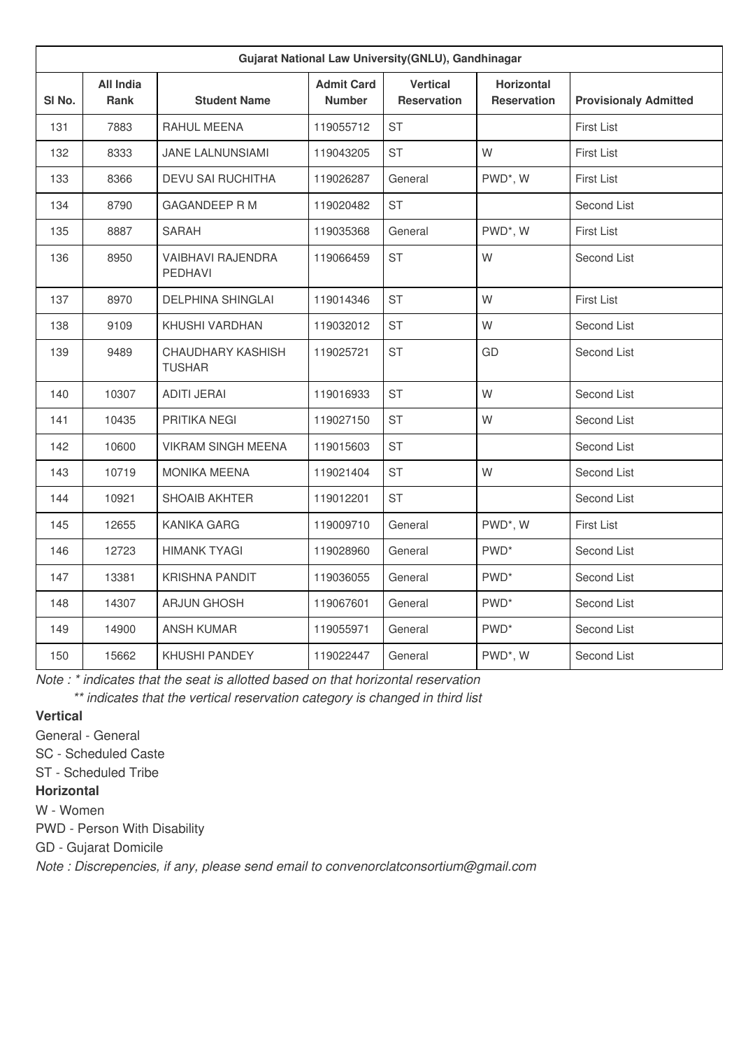| Gujarat National Law University(GNLU), Gandhinagar | | | | | | |
|---|---|---|---|---|---|---|
| Sl No. | All India Rank | Student Name | Admit Card Number | Vertical Reservation | Horizontal Reservation | Provisionaly Admitted |
| 131 | 7883 | RAHUL MEENA | 119055712 | ST | | First List |
| 132 | 8333 | JANE LALNUNSIAMI | 119043205 | ST | W | First List |
| 133 | 8366 | DEVU SAI RUCHITHA | 119026287 | General | PWD*, W | First List |
| 134 | 8790 | GAGANDEEP R M | 119020482 | ST | | Second List |
| 135 | 8887 | SARAH | 119035368 | General | PWD*, W | First List |
| 136 | 8950 | VAIBHAVI RAJENDRA PEDHAVI | 119066459 | ST | W | Second List |
| 137 | 8970 | DELPHINA SHINGLAI | 119014346 | ST | W | First List |
| 138 | 9109 | KHUSHI VARDHAN | 119032012 | ST | W | Second List |
| 139 | 9489 | CHAUDHARY KASHISH TUSHAR | 119025721 | ST | GD | Second List |
| 140 | 10307 | ADITI JERAI | 119016933 | ST | W | Second List |
| 141 | 10435 | PRITIKA NEGI | 119027150 | ST | W | Second List |
| 142 | 10600 | VIKRAM SINGH MEENA | 119015603 | ST | | Second List |
| 143 | 10719 | MONIKA MEENA | 119021404 | ST | W | Second List |
| 144 | 10921 | SHOAIB AKHTER | 119012201 | ST | | Second List |
| 145 | 12655 | KANIKA GARG | 119009710 | General | PWD*, W | First List |
| 146 | 12723 | HIMANK TYAGI | 119028960 | General | PWD* | Second List |
| 147 | 13381 | KRISHNA PANDIT | 119036055 | General | PWD* | Second List |
| 148 | 14307 | ARJUN GHOSH | 119067601 | General | PWD* | Second List |
| 149 | 14900 | ANSH KUMAR | 119055971 | General | PWD* | Second List |
| 150 | 15662 | KHUSHI PANDEY | 119022447 | General | PWD*, W | Second List |

*Note : * indicates that the seat is allotted based on that horizontal reservation*

*\** indicates that the vertical reservation category is changed in third list*

**Vertical**

General - General

SC - Scheduled Caste

ST - Scheduled Tribe

**Horizontal**

W - Women

PWD - Person With Disability

GD - Gujarat Domicile

*Note : Discrepencies, if any, please send email to convenorclatconsortium@gmail.com*